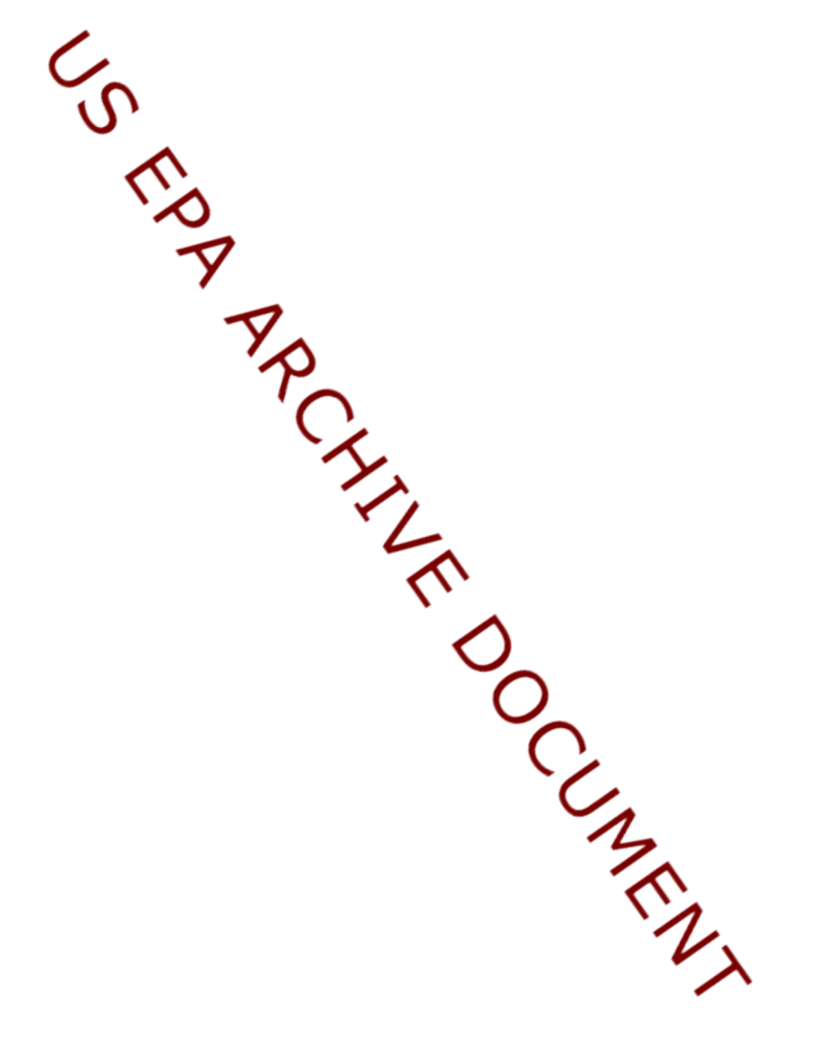US EPA ARCHIVE DOCUMENT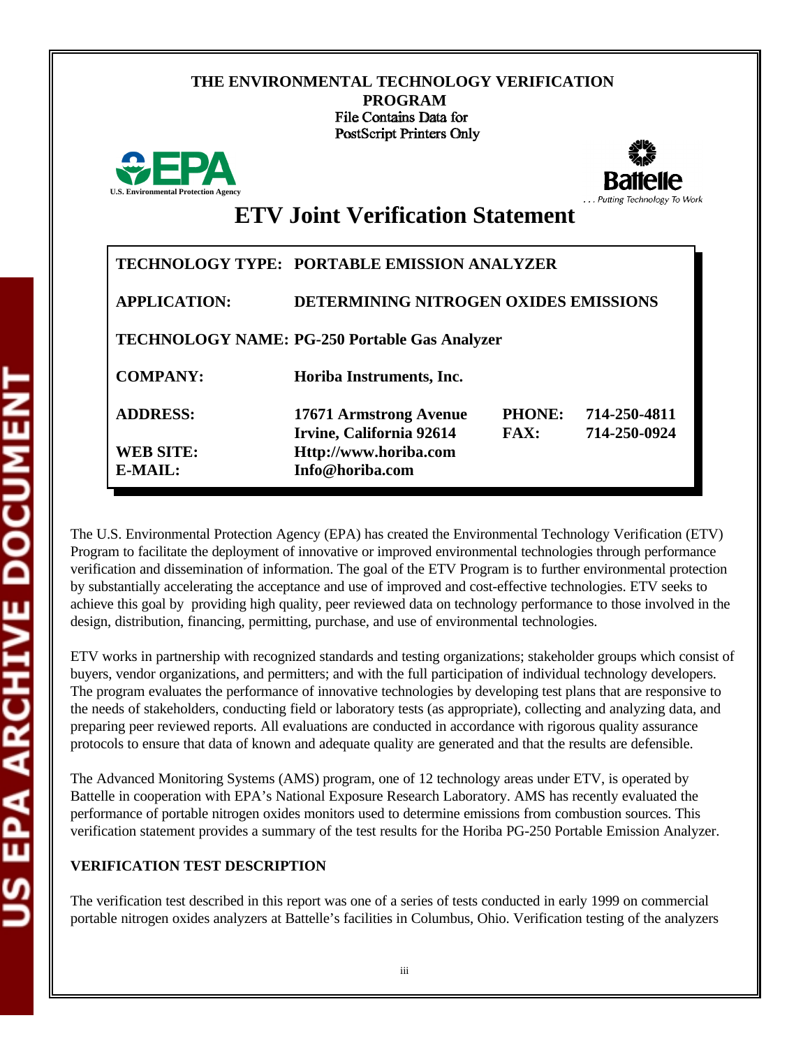**THE ENVIRONMENTAL TECHNOLOGY VERIFICATION PROGRAM**

# ETV Joint Verification Statement

| | | | |
|---|---|---|---|
| **TECHNOLOGY TYPE:** | **PORTABLE EMISSION ANALYZER** | | |
| **APPLICATION:** | **DETERMINING NITROGEN OXIDES EMISSIONS** | | |
| **TECHNOLOGY NAME:** | **PG-250 Portable Gas Analyzer** | | |
| **COMPANY:** | **Horiba Instruments, Inc.** | | |
| **ADDRESS:** | **17671 Armstrong Avenue<br>Irvine, California 92614** | **PHONE:<br>FAX:** | **714-250-4811<br>714-250-0924** |
| **WEB SITE:** | **Http://www.horiba.com** | | |
| **E-MAIL:** | **Info@horiba.com** | | |

The U.S. Environmental Protection Agency (EPA) has created the Environmental Technology Verification (ETV) Program to facilitate the deployment of innovative or improved environmental technologies through performance verification and dissemination of information. The goal of the ETV Program is to further environmental protection by substantially accelerating the acceptance and use of improved and cost-effective technologies. ETV seeks to achieve this goal by providing high quality, peer reviewed data on technology performance to those involved in the design, distribution, financing, permitting, purchase, and use of environmental technologies.

ETV works in partnership with recognized standards and testing organizations; stakeholder groups which consist of buyers, vendor organizations, and permitters; and with the full participation of individual technology developers. The program evaluates the performance of innovative technologies by developing test plans that are responsive to the needs of stakeholders, conducting field or laboratory tests (as appropriate), collecting and analyzing data, and preparing peer reviewed reports. All evaluations are conducted in accordance with rigorous quality assurance protocols to ensure that data of known and adequate quality are generated and that the results are defensible.

The Advanced Monitoring Systems (AMS) program, one of 12 technology areas under ETV, is operated by Battelle in cooperation with EPA's National Exposure Research Laboratory. AMS has recently evaluated the performance of portable nitrogen oxides monitors used to determine emissions from combustion sources. This verification statement provides a summary of the test results for the Horiba PG-250 Portable Emission Analyzer.

**VERIFICATION TEST DESCRIPTION**

The verification test described in this report was one of a series of tests conducted in early 1999 on commercial portable nitrogen oxides analyzers at Battelle's facilities in Columbus, Ohio. Verification testing of the analyzers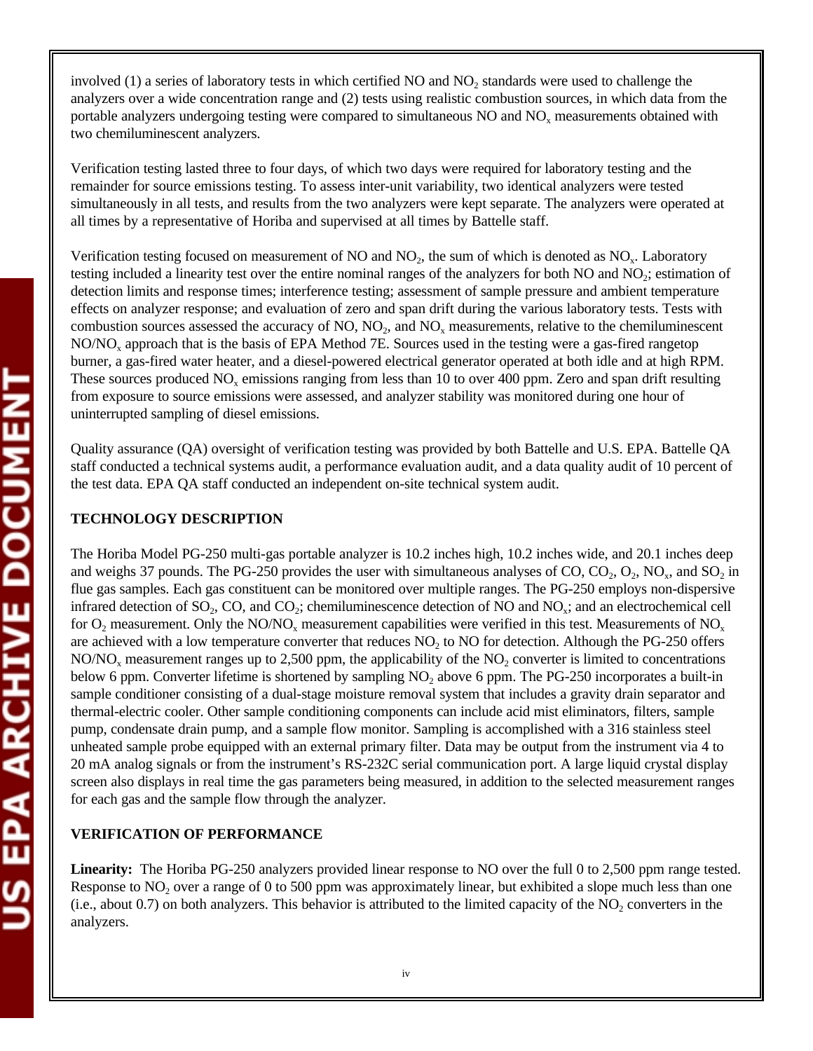involved (1) a series of laboratory tests in which certified NO and $NO_2$ standards were used to challenge the analyzers over a wide concentration range and (2) tests using realistic combustion sources, in which data from the portable analyzers undergoing testing were compared to simultaneous NO and $NO_x$ measurements obtained with two chemiluminescent analyzers.

Verification testing lasted three to four days, of which two days were required for laboratory testing and the remainder for source emissions testing. To assess inter-unit variability, two identical analyzers were tested simultaneously in all tests, and results from the two analyzers were kept separate. The analyzers were operated at all times by a representative of Horiba and supervised at all times by Battelle staff.

Verification testing focused on measurement of NO and $NO_2$, the sum of which is denoted as $NO_x$. Laboratory testing included a linearity test over the entire nominal ranges of the analyzers for both NO and $NO_2$; estimation of detection limits and response times; interference testing; assessment of sample pressure and ambient temperature effects on analyzer response; and evaluation of zero and span drift during the various laboratory tests. Tests with combustion sources assessed the accuracy of NO, $NO_2$, and $NO_x$ measurements, relative to the chemiluminescent NO/$NO_x$ approach that is the basis of EPA Method 7E. Sources used in the testing were a gas-fired rangetop burner, a gas-fired water heater, and a diesel-powered electrical generator operated at both idle and at high RPM. These sources produced $NO_x$ emissions ranging from less than 10 to over 400 ppm. Zero and span drift resulting from exposure to source emissions were assessed, and analyzer stability was monitored during one hour of uninterrupted sampling of diesel emissions.

Quality assurance (QA) oversight of verification testing was provided by both Battelle and U.S. EPA. Battelle QA staff conducted a technical systems audit, a performance evaluation audit, and a data quality audit of 10 percent of the test data. EPA QA staff conducted an independent on-site technical system audit.

**TECHNOLOGY DESCRIPTION**

The Horiba Model PG-250 multi-gas portable analyzer is 10.2 inches high, 10.2 inches wide, and 20.1 inches deep and weighs 37 pounds. The PG-250 provides the user with simultaneous analyses of CO, $CO_2$, $O_2$, $NO_x$, and $SO_2$ in flue gas samples. Each gas constituent can be monitored over multiple ranges. The PG-250 employs non-dispersive infrared detection of $SO_2$, CO, and $CO_2$; chemiluminescence detection of NO and $NO_x$; and an electrochemical cell for $O_2$ measurement. Only the NO/$NO_x$ measurement capabilities were verified in this test. Measurements of $NO_x$ are achieved with a low temperature converter that reduces $NO_2$ to NO for detection. Although the PG-250 offers NO/$NO_x$ measurement ranges up to 2,500 ppm, the applicability of the $NO_2$ converter is limited to concentrations below 6 ppm. Converter lifetime is shortened by sampling $NO_2$ above 6 ppm. The PG-250 incorporates a built-in sample conditioner consisting of a dual-stage moisture removal system that includes a gravity drain separator and thermal-electric cooler. Other sample conditioning components can include acid mist eliminators, filters, sample pump, condensate drain pump, and a sample flow monitor. Sampling is accomplished with a 316 stainless steel unheated sample probe equipped with an external primary filter. Data may be output from the instrument via 4 to 20 mA analog signals or from the instrument's RS-232C serial communication port. A large liquid crystal display screen also displays in real time the gas parameters being measured, in addition to the selected measurement ranges for each gas and the sample flow through the analyzer.

**VERIFICATION OF PERFORMANCE**

**Linearity:** The Horiba PG-250 analyzers provided linear response to NO over the full 0 to 2,500 ppm range tested. Response to $NO_2$ over a range of 0 to 500 ppm was approximately linear, but exhibited a slope much less than one (i.e., about 0.7) on both analyzers. This behavior is attributed to the limited capacity of the $NO_2$ converters in the analyzers.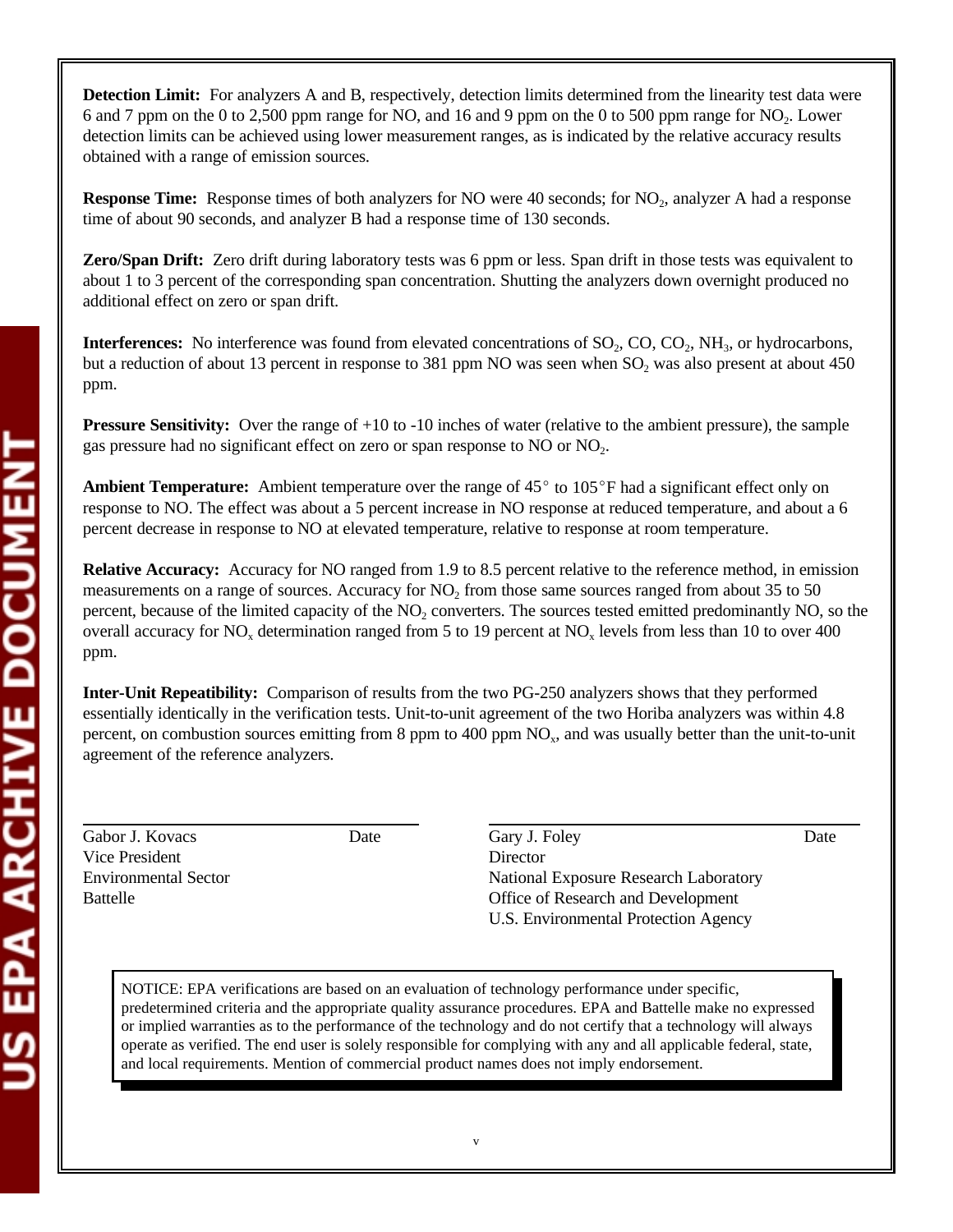**Detection Limit:** For analyzers A and B, respectively, detection limits determined from the linearity test data were 6 and 7 ppm on the 0 to 2,500 ppm range for NO, and 16 and 9 ppm on the 0 to 500 ppm range for $NO_2$. Lower detection limits can be achieved using lower measurement ranges, as is indicated by the relative accuracy results obtained with a range of emission sources.

**Response Time:** Response times of both analyzers for NO were 40 seconds; for $NO_2$, analyzer A had a response time of about 90 seconds, and analyzer B had a response time of 130 seconds.

**Zero/Span Drift:** Zero drift during laboratory tests was 6 ppm or less. Span drift in those tests was equivalent to about 1 to 3 percent of the corresponding span concentration. Shutting the analyzers down overnight produced no additional effect on zero or span drift.

**Interferences:** No interference was found from elevated concentrations of $SO_2$, CO, $CO_2$, $NH_3$, or hydrocarbons, but a reduction of about 13 percent in response to 381 ppm NO was seen when $SO_2$ was also present at about 450 ppm.

**Pressure Sensitivity:** Over the range of +10 to -10 inches of water (relative to the ambient pressure), the sample gas pressure had no significant effect on zero or span response to NO or $NO_2$.

**Ambient Temperature:** Ambient temperature over the range of 45° to 105°F had a significant effect only on response to NO. The effect was about a 5 percent increase in NO response at reduced temperature, and about a 6 percent decrease in response to NO at elevated temperature, relative to response at room temperature.

**Relative Accuracy:** Accuracy for NO ranged from 1.9 to 8.5 percent relative to the reference method, in emission measurements on a range of sources. Accuracy for $NO_2$ from those same sources ranged from about 35 to 50 percent, because of the limited capacity of the $NO_2$ converters. The sources tested emitted predominantly NO, so the overall accuracy for $NO_x$ determination ranged from 5 to 19 percent at $NO_x$ levels from less than 10 to over 400 ppm.

**Inter-Unit Repeatability:** Comparison of results from the two PG-250 analyzers shows that they performed essentially identically in the verification tests. Unit-to-unit agreement of the two Horiba analyzers was within 4.8 percent, on combustion sources emitting from 8 ppm to 400 ppm $NO_x$, and was usually better than the unit-to-unit agreement of the reference analyzers.

Gabor J. Kovacs — Date
Vice President
Environmental Sector
Battelle

Gary J. Foley — Date
Director
National Exposure Research Laboratory
Office of Research and Development
U.S. Environmental Protection Agency

NOTICE: EPA verifications are based on an evaluation of technology performance under specific, predetermined criteria and the appropriate quality assurance procedures. EPA and Battelle make no expressed or implied warranties as to the performance of the technology and do not certify that a technology will always operate as verified. The end user is solely responsible for complying with any and all applicable federal, state, and local requirements. Mention of commercial product names does not imply endorsement.